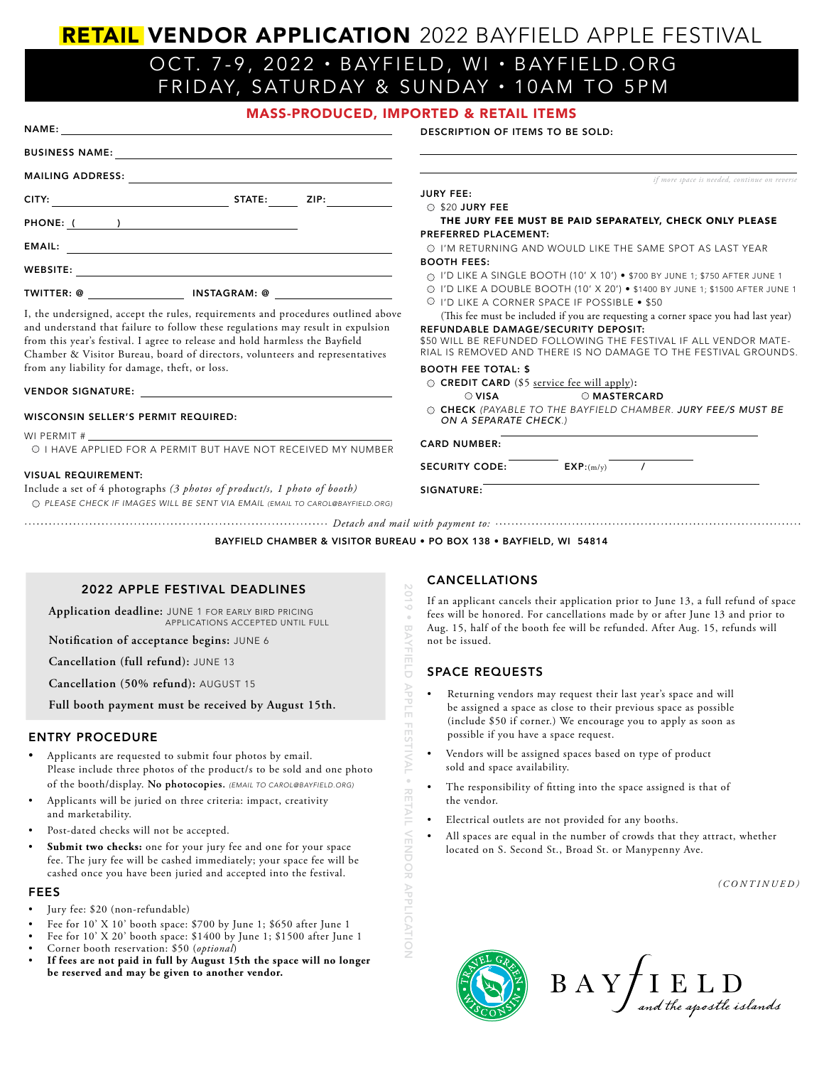# RETAIL VENDOR APPLICATION 2022 BAYFIELD APPLE FESTIVAL

## OCT. 7-9, 2022 • BAYFIELD, WI • BAYFIELD.ORG
## FRIDAY, SATURDAY & SUNDAY • 10AM TO 5PM

### MASS-PRODUCED, IMPORTED & RETAIL ITEMS

NAME: ______________________________

BUSINESS NAME: ______________________________

MAILING ADDRESS: ______________________________

CITY: ______________ STATE: ______ ZIP: ______

PHONE: ( ) ______________________________

EMAIL: ______________________________

WEBSITE: ______________________________

TWITTER: @ ______________ INSTAGRAM: @ ______________

I, the undersigned, accept the rules, requirements and procedures outlined above and understand that failure to follow these regulations may result in expulsion from this year's festival. I agree to release and hold harmless the Bayfield Chamber & Visitor Bureau, board of directors, volunteers and representatives from any liability for damage, theft, or loss.

VENDOR SIGNATURE: ______________________________

WISCONSIN SELLER'S PERMIT REQUIRED:

WI PERMIT # ______________________________

○ I HAVE APPLIED FOR A PERMIT BUT HAVE NOT RECEIVED MY NUMBER

VISUAL REQUIREMENT:

Include a set of 4 photographs *(3 photos of product/s, 1 photo of booth)*

○ *PLEASE CHECK IF IMAGES WILL BE SENT VIA EMAIL (EMAIL TO CAROL@BAYFIELD.ORG)*

DESCRIPTION OF ITEMS TO BE SOLD:

______________________________

______________________________

*if more space is needed, continue on reverse*

JURY FEE:

○ $20 **JURY FEE**

**THE JURY FEE MUST BE PAID SEPARATELY, CHECK ONLY PLEASE**

PREFERRED PLACEMENT:

○ I'M RETURNING AND WOULD LIKE THE SAME SPOT AS LAST YEAR

BOOTH FEES:

○ I'D LIKE A SINGLE BOOTH (10' X 10') • $700 BY JUNE 1; $750 AFTER JUNE 1

○ I'D LIKE A DOUBLE BOOTH (10' X 20') • $1400 BY JUNE 1; $1500 AFTER JUNE 1

○ I'D LIKE A CORNER SPACE IF POSSIBLE • $50

(This fee must be included if you are requesting a corner space you had last year)

REFUNDABLE DAMAGE/SECURITY DEPOSIT:

$50 WILL BE REFUNDED FOLLOWING THE FESTIVAL IF ALL VENDOR MATERIAL IS REMOVED AND THERE IS NO DAMAGE TO THE FESTIVAL GROUNDS.

BOOTH FEE TOTAL: $

○ **CREDIT CARD** ($5 service fee will apply):

○ VISA ○ MASTERCARD

○ **CHECK** *(PAYABLE TO THE BAYFIELD CHAMBER. JURY FEE/S MUST BE ON A SEPARATE CHECK.)*

CARD NUMBER: ______________________________

SECURITY CODE: __________ EXP:(m/y) ______ / ______

SIGNATURE: ______________________________

*Detach and mail with payment to:*

BAYFIELD CHAMBER & VISITOR BUREAU • PO BOX 138 • BAYFIELD, WI 54814

## 2022 APPLE FESTIVAL DEADLINES

**Application deadline:** JUNE 1 FOR EARLY BIRD PRICING
APPLICATIONS ACCEPTED UNTIL FULL

**Notification of acceptance begins:** JUNE 6

**Cancellation (full refund):** JUNE 13

**Cancellation (50% refund):** AUGUST 15

**Full booth payment must be received by August 15th.**

## ENTRY PROCEDURE

- Applicants are requested to submit four photos by email. Please include three photos of the product/s to be sold and one photo of the booth/display. **No photocopies.** *(EMAIL TO CAROL@BAYFIELD.ORG)*
- Applicants will be juried on three criteria: impact, creativity and marketability.
- Post-dated checks will not be accepted.
- **Submit two checks:** one for your jury fee and one for your space fee. The jury fee will be cashed immediately; your space fee will be cashed once you have been juried and accepted into the festival.

## FEES

- Jury fee: $20 (non-refundable)
- Fee for 10' X 10' booth space: $700 by June 1; $650 after June 1
- Fee for 10' X 20' booth space: $1400 by June 1; $1500 after June 1
- Corner booth reservation: $50 (*optional*)
- **If fees are not paid in full by August 15th the space will no longer be reserved and may be given to another vendor.**

## CANCELLATIONS

If an applicant cancels their application prior to June 13, a full refund of space fees will be honored. For cancellations made by or after June 13 and prior to Aug. 15, half of the booth fee will be refunded. After Aug. 15, refunds will not be issued.

## SPACE REQUESTS

- Returning vendors may request their last year's space and will be assigned a space as close to their previous space as possible (include $50 if corner.) We encourage you to apply as soon as possible if you have a space request.
- Vendors will be assigned spaces based on type of product sold and space availability.
- The responsibility of fitting into the space assigned is that of the vendor.
- Electrical outlets are not provided for any booths.
- All spaces are equal in the number of crowds that they attract, whether located on S. Second St., Broad St. or Manypenny Ave.

*(CONTINUED)*

2019 • BAYFIELD APPLE FESTIVAL • RETAIL VENDOR APPLICATION

TRAVEL GREEN WISCONSIN

BAYFIELD *and the apostle islands*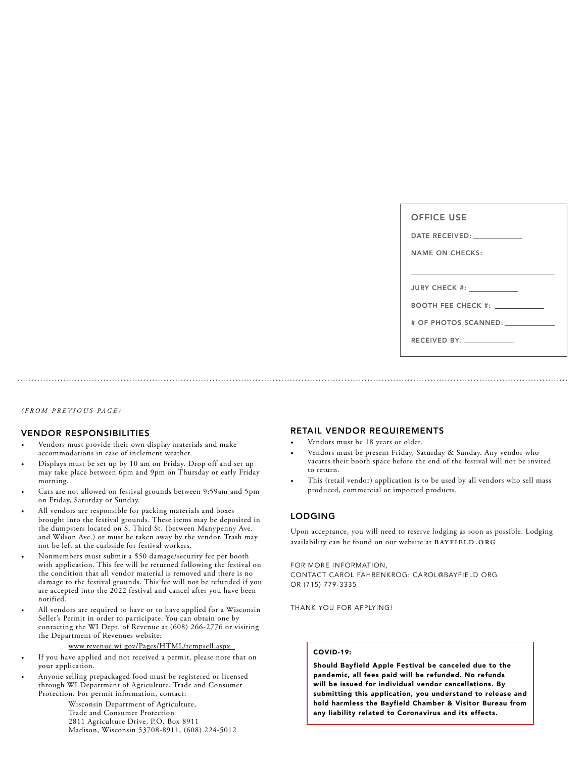## OFFICE USE

DATE RECEIVED: ____________

NAME ON CHECKS:

______________________________

JURY CHECK #: ____________

BOOTH FEE CHECK #: ____________

# OF PHOTOS SCANNED: ____________

RECEIVED BY: ____________

*(FROM PREVIOUS PAGE)*

## VENDOR RESPONSIBILITIES

- Vendors must provide their own display materials and make accommodations in case of inclement weather.
- Displays must be set up by 10 am on Friday. Drop off and set up may take place between 6pm and 9pm on Thursday or early Friday morning.
- Cars are not allowed on festival grounds between 9:59am and 5pm on Friday, Saturday or Sunday.
- All vendors are responsible for packing materials and boxes brought into the festival grounds. These items may be deposited in the dumpsters located on S. Third St. (between Manypenny Ave. and Wilson Ave.) or must be taken away by the vendor. Trash may not be left at the curbside for festival workers.
- Nonmembers must submit a $50 damage/security fee per booth with application. This fee will be returned following the festival on the condition that all vendor material is removed and there is no damage to the festival grounds. This fee will not be refunded if you are accepted into the 2022 festival and cancel after you have been notified.
- All vendors are required to have or to have applied for a Wisconsin Seller's Permit in order to participate. You can obtain one by contacting the WI Dept. of Revenue at (608) 266-2776 or visiting the Department of Revenues website:

  www.revenue.wi.gov/Pages/HTML/tempsell.aspx
- If you have applied and not received a permit, please note that on your application.
- Anyone selling prepackaged food must be registered or licensed through WI Department of Agriculture, Trade and Consumer Protection. For permit information, contact:

  Wisconsin Department of Agriculture,
  Trade and Consumer Protection
  2811 Agriculture Drive, P.O. Box 8911
  Madison, Wisconsin 53708-8911, (608) 224-5012

## RETAIL VENDOR REQUIREMENTS

- Vendors must be 18 years or older.
- Vendors must be present Friday, Saturday & Sunday. Any vendor who vacates their booth space before the end of the festival will not be invited to return.
- This (retail vendor) application is to be used by all vendors who sell mass produced, commercial or imported products.

## LODGING

Upon acceptance, you will need to reserve lodging as soon as possible. Lodging availability can be found on our website at **BAYFIELD.ORG**

FOR MORE INFORMATION,
CONTACT CAROL FAHRENKROG: CAROL@BAYFIELD ORG
OR (715) 779-3335

THANK YOU FOR APPLYING!

**COVID-19:**

**Should Bayfield Apple Festival be canceled due to the pandemic, all fees paid will be refunded. No refunds will be issued for individual vendor cancellations. By submitting this application, you understand to release and hold harmless the Bayfield Chamber & Visitor Bureau from any liability related to Coronavirus and its effects.**